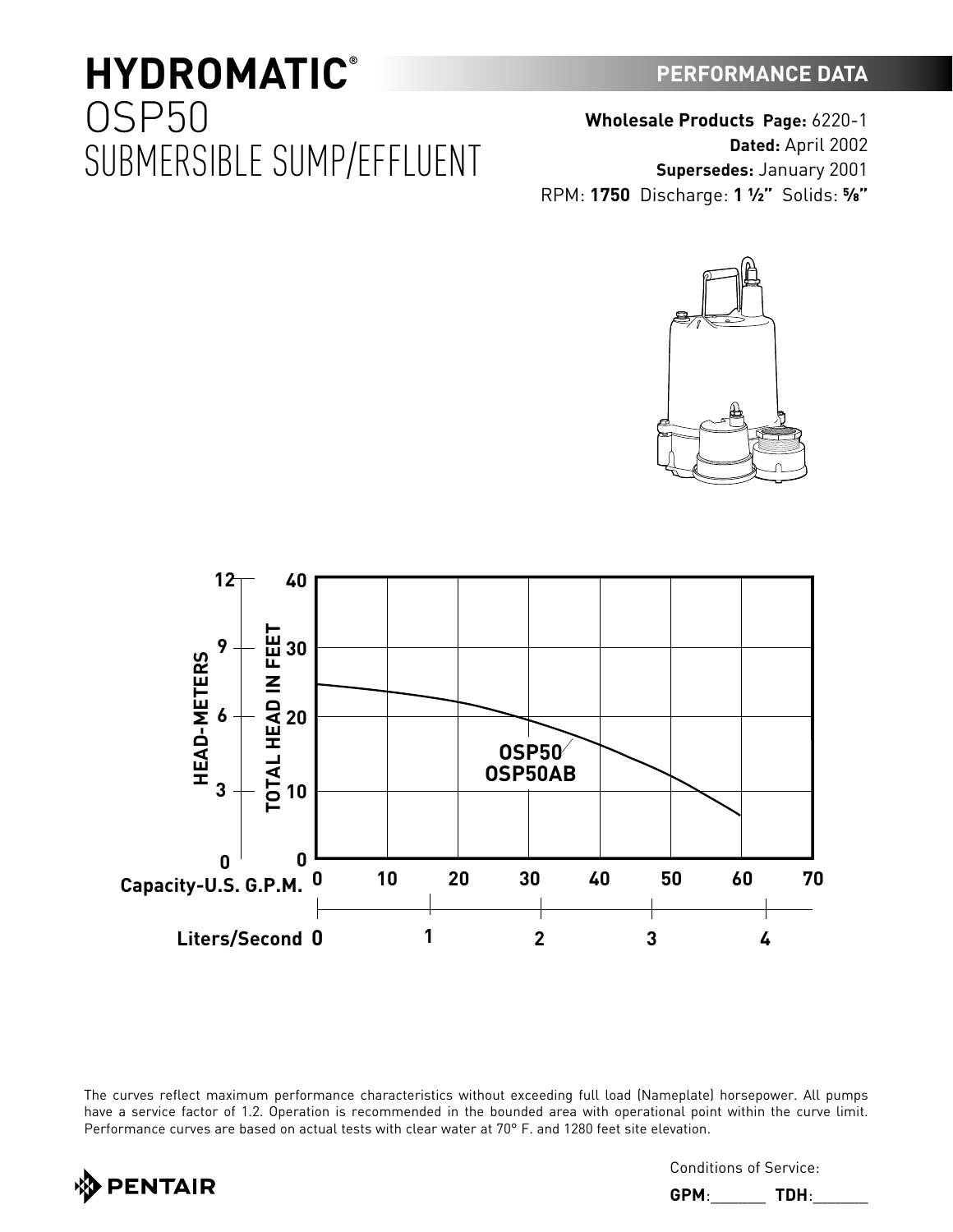# HYDROMATIC®

## OSP50
## SUBMERSIBLE SUMP/EFFLUENT

**PERFORMANCE DATA**

**Wholesale Products Page:** 6220-1
**Dated:** April 2002
**Supersedes:** January 2001
RPM: **1750** Discharge: **1 ½"** Solids: **⅝"**

HEAD-METERS
0
3
6
9
12

TOTAL HEAD IN FEET
0
10
20
30
40

OSP50
OSP50AB

Capacity-U.S. G.P.M. 0 10 20 30 40 50 60 70

Liters/Second 0 1 2 3 4

The curves reflect maximum performance characteristics without exceeding full load (Nameplate) horsepower. All pumps have a service factor of 1.2. Operation is recommended in the bounded area with operational point within the curve limit. Performance curves are based on actual tests with clear water at 70° F. and 1280 feet site elevation.

PENTAIR

Conditions of Service:

**GPM**:_______ **TDH**:_______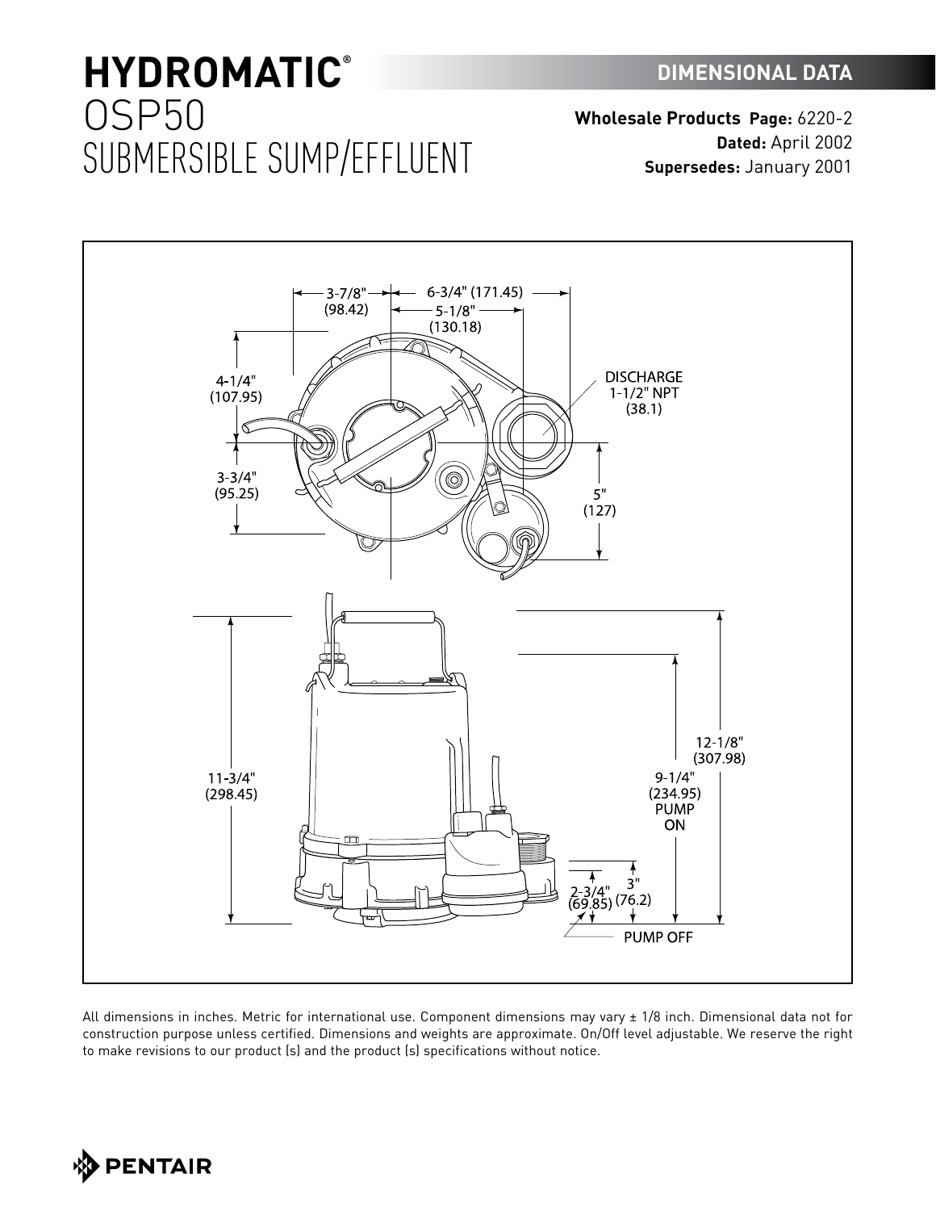# HYDROMATIC®
# OSP50
# SUBMERSIBLE SUMP/EFFLUENT

**DIMENSIONAL DATA**

**Wholesale Products Page:** 6220-2
**Dated:** April 2002
**Supersedes:** January 2001

3-7/8" (98.42)
6-3/4" (171.45)
5-1/8" (130.18)
4-1/4" (107.95)
3-3/4" (95.25)
DISCHARGE 1-1/2" NPT (38.1)
5" (127)
11-3/4" (298.45)
12-1/8" (307.98)
9-1/4" (234.95) PUMP ON
3" (76.2)
2-3/4" (69.85)
PUMP OFF

All dimensions in inches. Metric for international use. Component dimensions may vary ± 1/8 inch. Dimensional data not for construction purpose unless certified. Dimensions and weights are approximate. On/Off level adjustable. We reserve the right to make revisions to our product (s) and the product (s) specifications without notice.

PENTAIR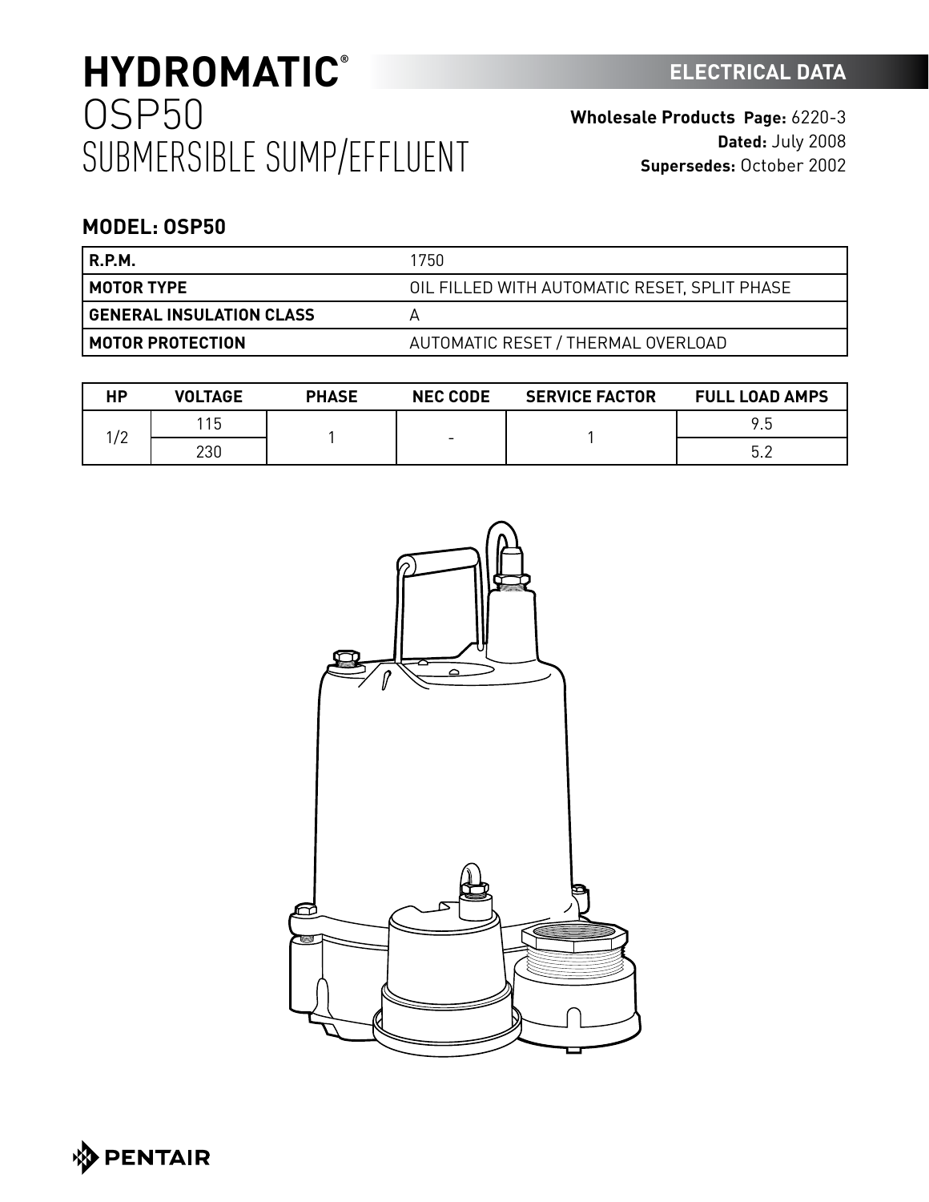# HYDROMATIC®
# OSP50
# SUBMERSIBLE SUMP/EFFLUENT

**ELECTRICAL DATA**

**Wholesale Products Page:** 6220-3
**Dated:** July 2008
**Supersedes:** October 2002

## MODEL: OSP50

| | |
|---|---|
| **R.P.M.** | 1750 |
| **MOTOR TYPE** | OIL FILLED WITH AUTOMATIC RESET, SPLIT PHASE |
| **GENERAL INSULATION CLASS** | A |
| **MOTOR PROTECTION** | AUTOMATIC RESET / THERMAL OVERLOAD |

| HP | VOLTAGE | PHASE | NEC CODE | SERVICE FACTOR | FULL LOAD AMPS |
|---|---|---|---|---|---|
| 1/2 | 115 | 1 | - | 1 | 9.5 |
| | 230 | | | | 5.2 |

PENTAIR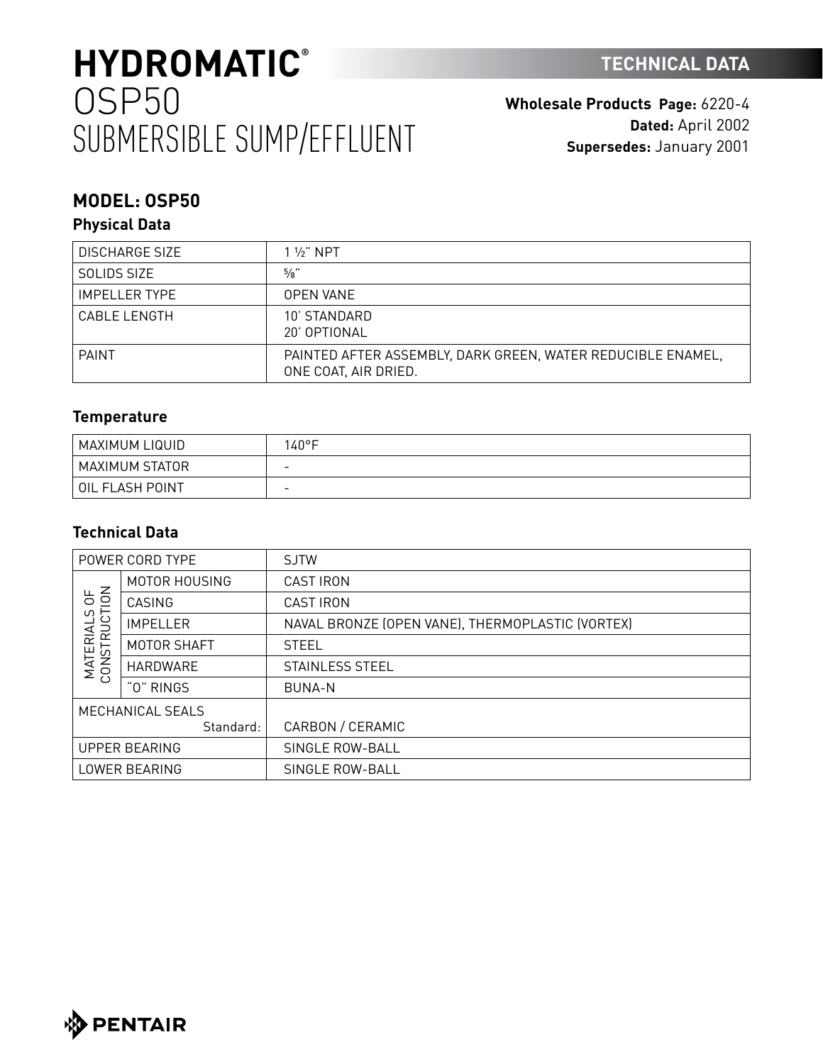# HYDROMATIC® OSP50 SUBMERSIBLE SUMP/EFFLUENT

**TECHNICAL DATA**

**Wholesale Products Page:** 6220-4
**Dated:** April 2002
**Supersedes:** January 2001

## MODEL: OSP50

### Physical Data

| | |
|---|---|
| DISCHARGE SIZE | 1 ½" NPT |
| SOLIDS SIZE | ⅝" |
| IMPELLER TYPE | OPEN VANE |
| CABLE LENGTH | 10' STANDARD<br>20' OPTIONAL |
| PAINT | PAINTED AFTER ASSEMBLY, DARK GREEN, WATER REDUCIBLE ENAMEL, ONE COAT, AIR DRIED. |

### Temperature

| | |
|---|---|
| MAXIMUM LIQUID | 140°F |
| MAXIMUM STATOR | - |
| OIL FLASH POINT | - |

### Technical Data

| | | |
|---|---|---|
| POWER CORD TYPE | | SJTW |
| MATERIALS OF CONSTRUCTION | MOTOR HOUSING | CAST IRON |
| | CASING | CAST IRON |
| | IMPELLER | NAVAL BRONZE (OPEN VANE), THERMOPLASTIC (VORTEX) |
| | MOTOR SHAFT | STEEL |
| | HARDWARE | STAINLESS STEEL |
| | "O" RINGS | BUNA-N |
| MECHANICAL SEALS | Standard: | CARBON / CERAMIC |
| UPPER BEARING | | SINGLE ROW-BALL |
| LOWER BEARING | | SINGLE ROW-BALL |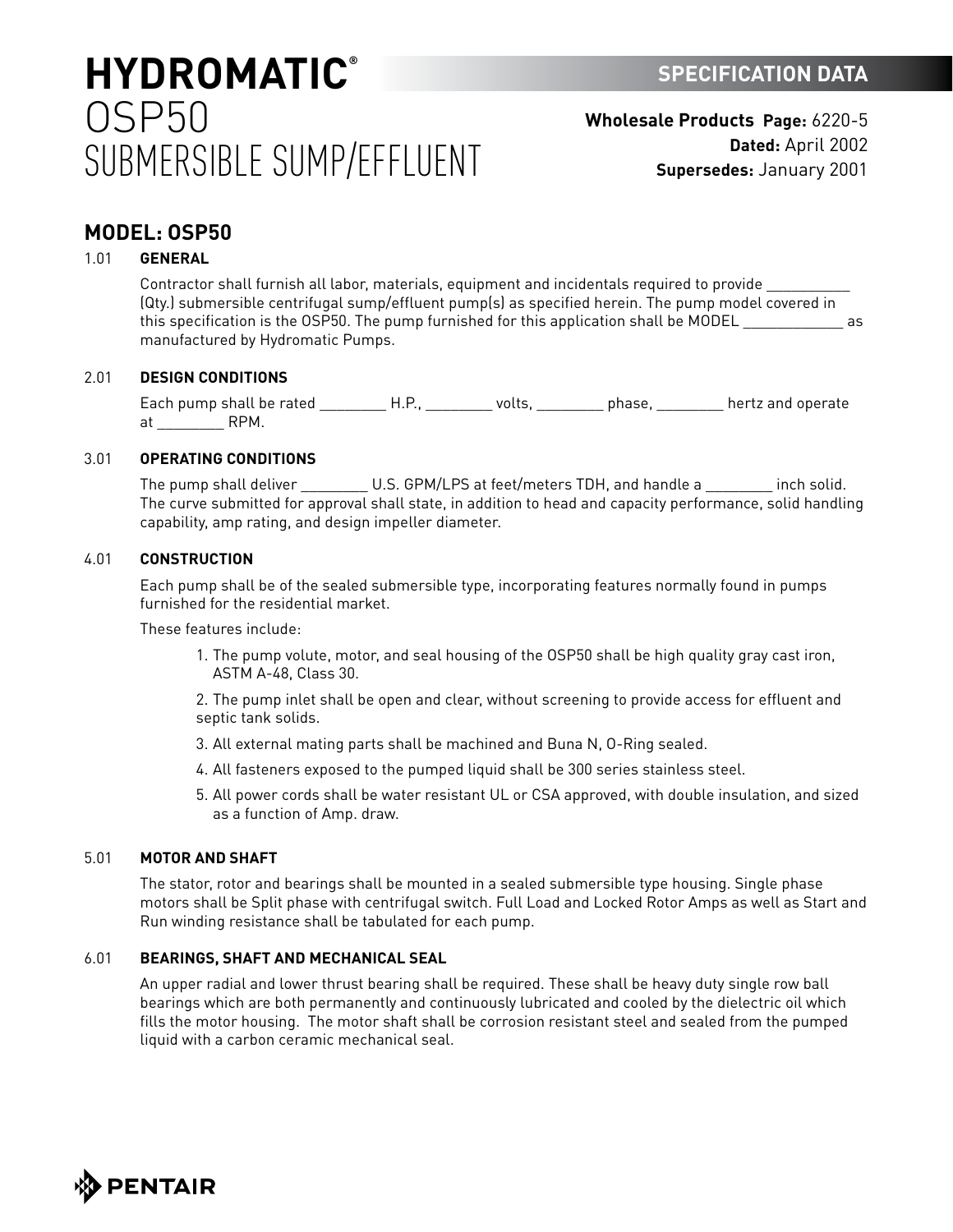# HYDROMATIC® OSP50 SUBMERSIBLE SUMP/EFFLUENT

**SPECIFICATION DATA**

**Wholesale Products Page:** 6220-5
**Dated:** April 2002
**Supersedes:** January 2001

## MODEL: OSP50

### 1.01 GENERAL

Contractor shall furnish all labor, materials, equipment and incidentals required to provide __________ (Qty.) submersible centrifugal sump/effluent pump(s) as specified herein. The pump model covered in this specification is the OSP50. The pump furnished for this application shall be MODEL ____________ as manufactured by Hydromatic Pumps.

### 2.01 DESIGN CONDITIONS

Each pump shall be rated ________ H.P., ________ volts, ________ phase, ________ hertz and operate at ________ RPM.

### 3.01 OPERATING CONDITIONS

The pump shall deliver ________ U.S. GPM/LPS at feet/meters TDH, and handle a ________ inch solid. The curve submitted for approval shall state, in addition to head and capacity performance, solid handling capability, amp rating, and design impeller diameter.

### 4.01 CONSTRUCTION

Each pump shall be of the sealed submersible type, incorporating features normally found in pumps furnished for the residential market.

These features include:

1. The pump volute, motor, and seal housing of the OSP50 shall be high quality gray cast iron, ASTM A-48, Class 30.
2. The pump inlet shall be open and clear, without screening to provide access for effluent and septic tank solids.
3. All external mating parts shall be machined and Buna N, O-Ring sealed.
4. All fasteners exposed to the pumped liquid shall be 300 series stainless steel.
5. All power cords shall be water resistant UL or CSA approved, with double insulation, and sized as a function of Amp. draw.

### 5.01 MOTOR AND SHAFT

The stator, rotor and bearings shall be mounted in a sealed submersible type housing. Single phase motors shall be Split phase with centrifugal switch. Full Load and Locked Rotor Amps as well as Start and Run winding resistance shall be tabulated for each pump.

### 6.01 BEARINGS, SHAFT AND MECHANICAL SEAL

An upper radial and lower thrust bearing shall be required. These shall be heavy duty single row ball bearings which are both permanently and continuously lubricated and cooled by the dielectric oil which fills the motor housing. The motor shaft shall be corrosion resistant steel and sealed from the pumped liquid with a carbon ceramic mechanical seal.

PENTAIR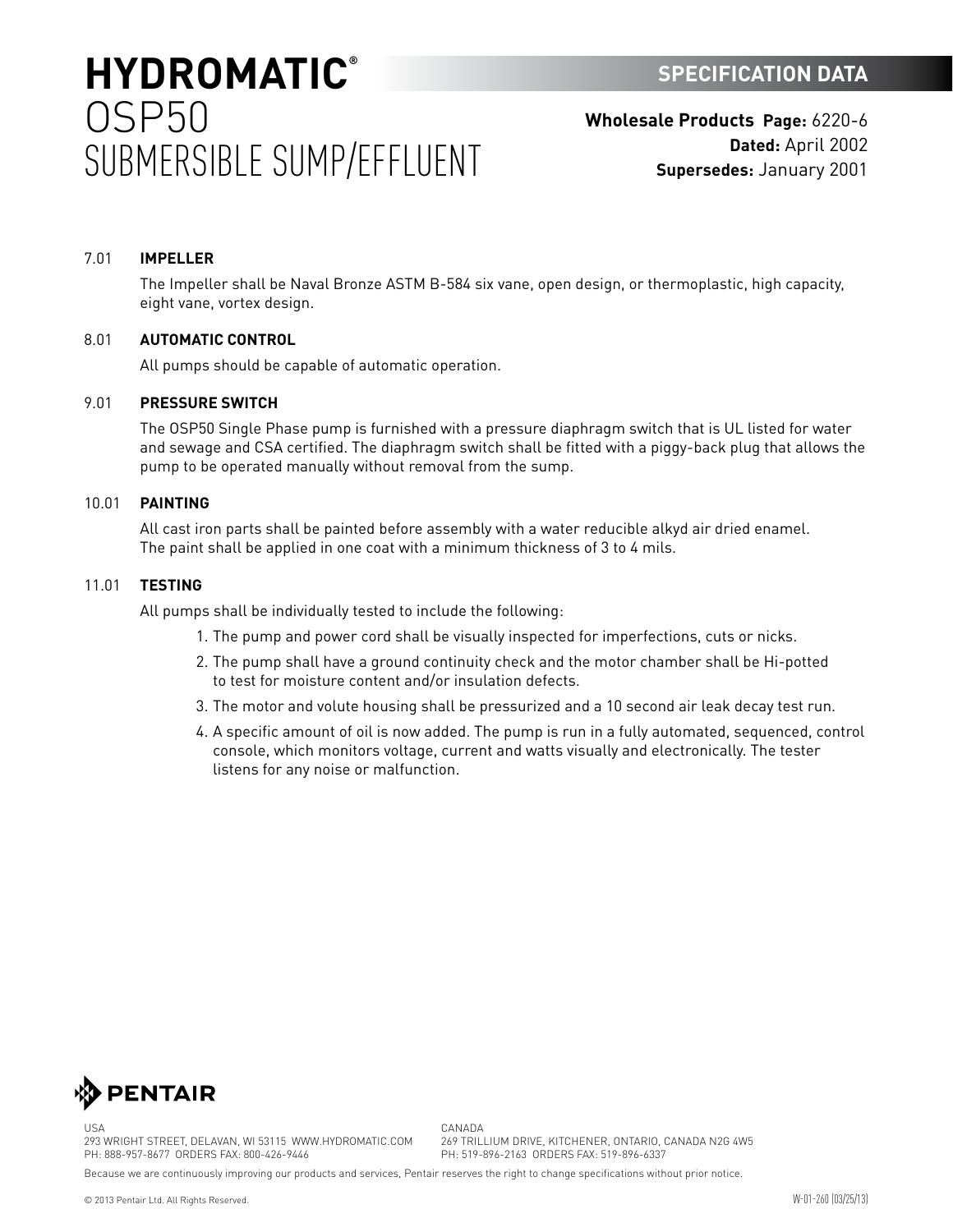# HYDROMATIC® OSP50 SUBMERSIBLE SUMP/EFFLUENT

**SPECIFICATION DATA**

**Wholesale Products Page:** 6220-6
**Dated:** April 2002
**Supersedes:** January 2001

7.01 **IMPELLER**

The Impeller shall be Naval Bronze ASTM B-584 six vane, open design, or thermoplastic, high capacity, eight vane, vortex design.

8.01 **AUTOMATIC CONTROL**

All pumps should be capable of automatic operation.

9.01 **PRESSURE SWITCH**

The OSP50 Single Phase pump is furnished with a pressure diaphragm switch that is UL listed for water and sewage and CSA certified. The diaphragm switch shall be fitted with a piggy-back plug that allows the pump to be operated manually without removal from the sump.

10.01 **PAINTING**

All cast iron parts shall be painted before assembly with a water reducible alkyd air dried enamel. The paint shall be applied in one coat with a minimum thickness of 3 to 4 mils.

11.01 **TESTING**

All pumps shall be individually tested to include the following:

1. The pump and power cord shall be visually inspected for imperfections, cuts or nicks.
2. The pump shall have a ground continuity check and the motor chamber shall be Hi-potted to test for moisture content and/or insulation defects.
3. The motor and volute housing shall be pressurized and a 10 second air leak decay test run.
4. A specific amount of oil is now added. The pump is run in a fully automated, sequenced, control console, which monitors voltage, current and watts visually and electronically. The tester listens for any noise or malfunction.

PENTAIR

USA
293 WRIGHT STREET, DELAVAN, WI 53115 WWW.HYDROMATIC.COM
PH: 888-957-8677 ORDERS FAX: 800-426-9446

CANADA
269 TRILLIUM DRIVE, KITCHENER, ONTARIO, CANADA N2G 4W5
PH: 519-896-2163 ORDERS FAX: 519-896-6337

Because we are continuously improving our products and services, Pentair reserves the right to change specifications without prior notice.

© 2013 Pentair Ltd. All Rights Reserved.

W-01-260 (03/25/13)